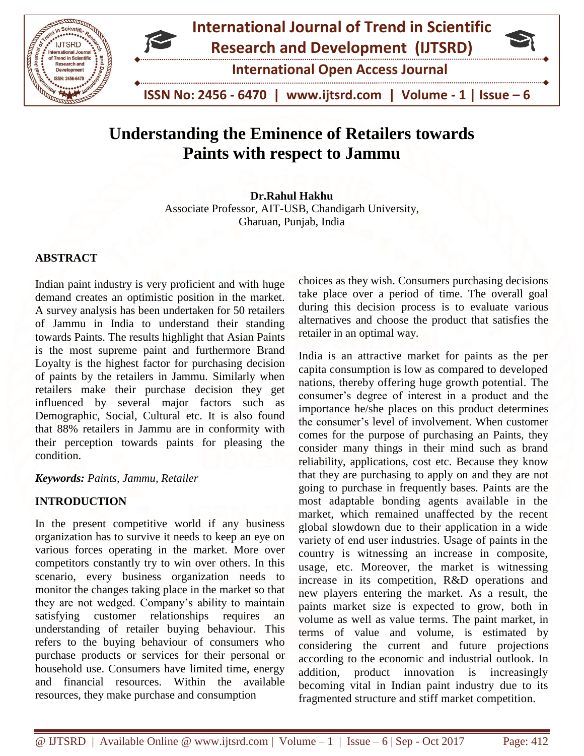# Understanding the Eminence of Retailers towards Paints with respect to Jammu

**Dr.Rahul Hakhu**
Associate Professor, AIT-USB, Chandigarh University,
Gharuan, Punjab, India

## ABSTRACT

Indian paint industry is very proficient and with huge demand creates an optimistic position in the market. A survey analysis has been undertaken for 50 retailers of Jammu in India to understand their standing towards Paints. The results highlight that Asian Paints is the most supreme paint and furthermore Brand Loyalty is the highest factor for purchasing decision of paints by the retailers in Jammu. Similarly when retailers make their purchase decision they get influenced by several major factors such as Demographic, Social, Cultural etc. It is also found that 88% retailers in Jammu are in conformity with their perception towards paints for pleasing the condition.

*Keywords: Paints, Jammu, Retailer*

## INTRODUCTION

In the present competitive world if any business organization has to survive it needs to keep an eye on various forces operating in the market. More over competitors constantly try to win over others. In this scenario, every business organization needs to monitor the changes taking place in the market so that they are not wedged. Company's ability to maintain satisfying customer relationships requires an understanding of retailer buying behaviour. This refers to the buying behaviour of consumers who purchase products or services for their personal or household use. Consumers have limited time, energy and financial resources. Within the available resources, they make purchase and consumption choices as they wish. Consumers purchasing decisions take place over a period of time. The overall goal during this decision process is to evaluate various alternatives and choose the product that satisfies the retailer in an optimal way.

India is an attractive market for paints as the per capita consumption is low as compared to developed nations, thereby offering huge growth potential. The consumer's degree of interest in a product and the importance he/she places on this product determines the consumer's level of involvement. When customer comes for the purpose of purchasing an Paints, they consider many things in their mind such as brand reliability, applications, cost etc. Because they know that they are purchasing to apply on and they are not going to purchase in frequently bases. Paints are the most adaptable bonding agents available in the market, which remained unaffected by the recent global slowdown due to their application in a wide variety of end user industries. Usage of paints in the country is witnessing an increase in composite, usage, etc. Moreover, the market is witnessing increase in its competition, R&D operations and new players entering the market. As a result, the paints market size is expected to grow, both in volume as well as value terms. The paint market, in terms of value and volume, is estimated by considering the current and future projections according to the economic and industrial outlook. In addition, product innovation is increasingly becoming vital in Indian paint industry due to its fragmented structure and stiff market competition.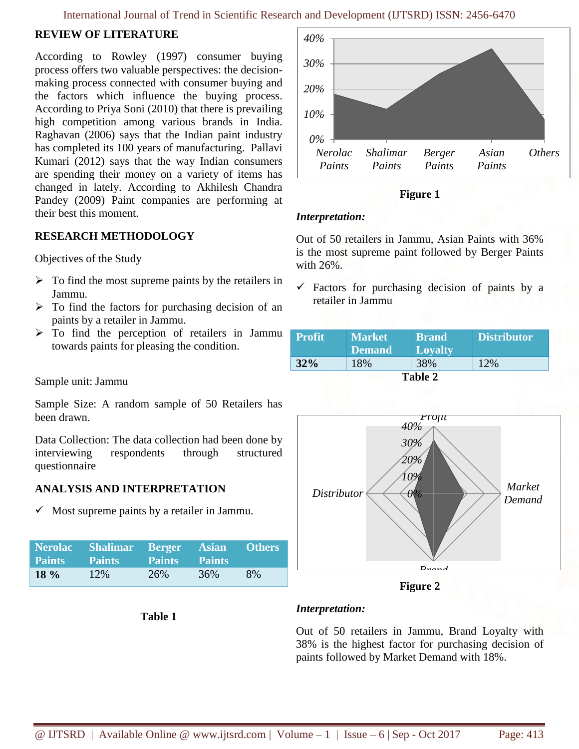## REVIEW OF LITERATURE

According to Rowley (1997) consumer buying process offers two valuable perspectives: the decision-making process connected with consumer buying and the factors which influence the buying process. According to Priya Soni (2010) that there is prevailing high competition among various brands in India. Raghavan (2006) says that the Indian paint industry has completed its 100 years of manufacturing. Pallavi Kumari (2012) says that the way Indian consumers are spending their money on a variety of items has changed in lately. According to Akhilesh Chandra Pandey (2009) Paint companies are performing at their best this moment.

## RESEARCH METHODOLOGY

Objectives of the Study

- To find the most supreme paints by the retailers in Jammu.
- To find the factors for purchasing decision of an paints by a retailer in Jammu.
- To find the perception of retailers in Jammu towards paints for pleasing the condition.

Sample unit: Jammu

Sample Size: A random sample of 50 Retailers has been drawn.

Data Collection: The data collection had been done by interviewing respondents through structured questionnaire

## ANALYSIS AND INTERPRETATION

- ✓ Most supreme paints by a retailer in Jammu.

| Nerolac Paints | Shalimar Paints | Berger Paints | Asian Paints | Others |
|---|---|---|---|---|
| **18 %** | 12% | 26% | 36% | 8% |

**Table 1**

**Figure 1**

***Interpretation:***

Out of 50 retailers in Jammu, Asian Paints with 36% is the most supreme paint followed by Berger Paints with 26%.

- ✓ Factors for purchasing decision of paints by a retailer in Jammu

| Profit | Market Demand | Brand Loyalty | Distributor |
|---|---|---|---|
| **32%** | 18% | 38% | 12% |

**Table 2**

**Figure 2**

***Interpretation:***

Out of 50 retailers in Jammu, Brand Loyalty with 38% is the highest factor for purchasing decision of paints followed by Market Demand with 18%.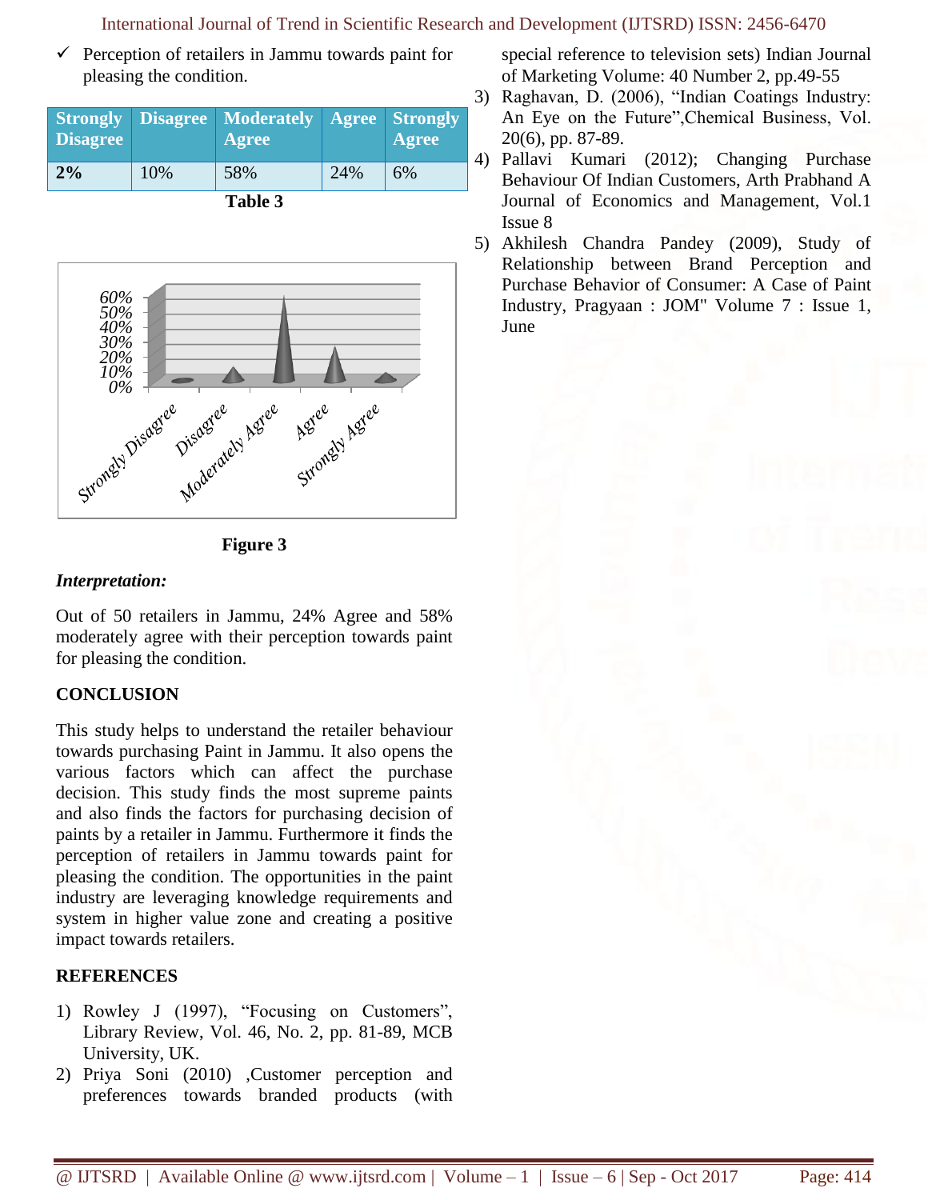- ✓ Perception of retailers in Jammu towards paint for pleasing the condition.

| Strongly Disagree | Disagree | Moderately Agree | Agree | Strongly Agree |
|---|---|---|---|---|
| **2%** | 10% | 58% | 24% | 6% |

**Table 3**

60%
50%
40%
30%
20%
10%
0%

Strongly Disagree
Disagree
Moderately Agree
Agree
Strongly Agree

**Figure 3**

***Interpretation:***

Out of 50 retailers in Jammu, 24% Agree and 58% moderately agree with their perception towards paint for pleasing the condition.

## CONCLUSION

This study helps to understand the retailer behaviour towards purchasing Paint in Jammu. It also opens the various factors which can affect the purchase decision. This study finds the most supreme paints and also finds the factors for purchasing decision of paints by a retailer in Jammu. Furthermore it finds the perception of retailers in Jammu towards paint for pleasing the condition. The opportunities in the paint industry are leveraging knowledge requirements and system in higher value zone and creating a positive impact towards retailers.

## REFERENCES

1) Rowley J (1997), "Focusing on Customers", Library Review, Vol. 46, No. 2, pp. 81-89, MCB University, UK.
2) Priya Soni (2010) ,Customer perception and preferences towards branded products (with special reference to television sets) Indian Journal of Marketing Volume: 40 Number 2, pp.49-55
3) Raghavan, D. (2006), "Indian Coatings Industry: An Eye on the Future",Chemical Business, Vol. 20(6), pp. 87-89.
4) Pallavi Kumari (2012); Changing Purchase Behaviour Of Indian Customers, Arth Prabhand A Journal of Economics and Management, Vol.1 Issue 8
5) Akhilesh Chandra Pandey (2009), Study of Relationship between Brand Perception and Purchase Behavior of Consumer: A Case of Paint Industry, Pragyaan : JOM" Volume 7 : Issue 1, June